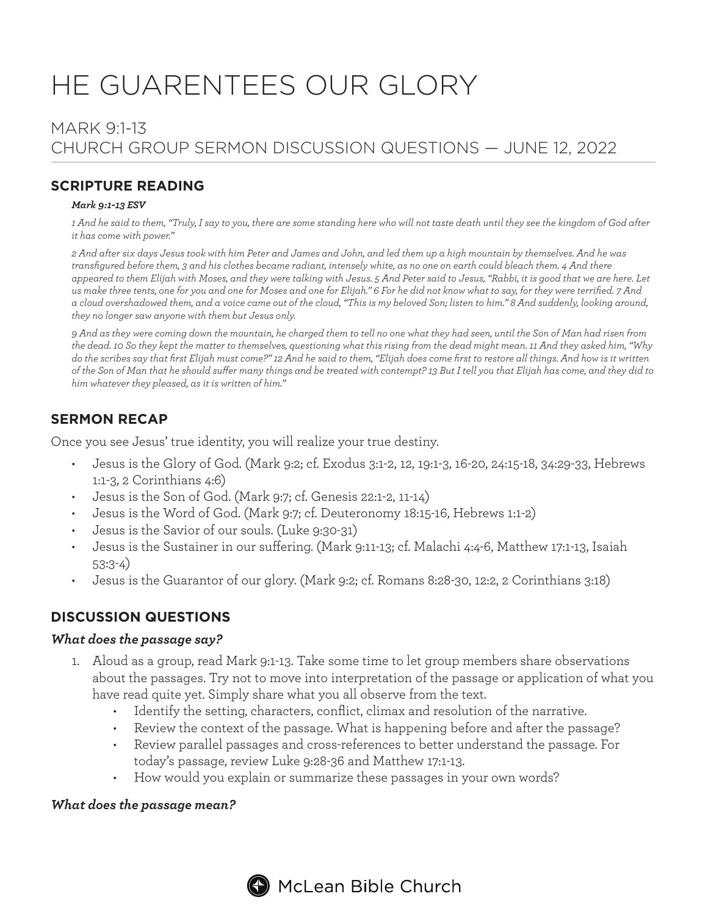# HE GUARENTEES OUR GLORY

## MARK 9:1-13
## CHURCH GROUP SERMON DISCUSSION QUESTIONS — JUNE 12, 2022

### SCRIPTURE READING

***Mark 9:1-13 ESV***

*1 And he said to them, "Truly, I say to you, there are some standing here who will not taste death until they see the kingdom of God after it has come with power."*

*2 And after six days Jesus took with him Peter and James and John, and led them up a high mountain by themselves. And he was transfigured before them, 3 and his clothes became radiant, intensely white, as no one on earth could bleach them. 4 And there appeared to them Elijah with Moses, and they were talking with Jesus. 5 And Peter said to Jesus, "Rabbi, it is good that we are here. Let us make three tents, one for you and one for Moses and one for Elijah." 6 For he did not know what to say, for they were terrified. 7 And a cloud overshadowed them, and a voice came out of the cloud, "This is my beloved Son; listen to him." 8 And suddenly, looking around, they no longer saw anyone with them but Jesus only.*

*9 And as they were coming down the mountain, he charged them to tell no one what they had seen, until the Son of Man had risen from the dead. 10 So they kept the matter to themselves, questioning what this rising from the dead might mean. 11 And they asked him, "Why do the scribes say that first Elijah must come?" 12 And he said to them, "Elijah does come first to restore all things. And how is it written of the Son of Man that he should suffer many things and be treated with contempt? 13 But I tell you that Elijah has come, and they did to him whatever they pleased, as it is written of him."*

### SERMON RECAP

Once you see Jesus' true identity, you will realize your true destiny.

- Jesus is the Glory of God. (Mark 9:2; cf. Exodus 3:1-2, 12, 19:1-3, 16-20, 24:15-18, 34:29-33, Hebrews 1:1-3, 2 Corinthians 4:6)
- Jesus is the Son of God. (Mark 9:7; cf. Genesis 22:1-2, 11-14)
- Jesus is the Word of God. (Mark 9:7; cf. Deuteronomy 18:15-16, Hebrews 1:1-2)
- Jesus is the Savior of our souls. (Luke 9:30-31)
- Jesus is the Sustainer in our suffering. (Mark 9:11-13; cf. Malachi 4:4-6, Matthew 17:1-13, Isaiah 53:3-4)
- Jesus is the Guarantor of our glory. (Mark 9:2; cf. Romans 8:28-30, 12:2, 2 Corinthians 3:18)

### DISCUSSION QUESTIONS

***What does the passage say?***

1. Aloud as a group, read Mark 9:1-13. Take some time to let group members share observations about the passages. Try not to move into interpretation of the passage or application of what you have read quite yet. Simply share what you all observe from the text.
    - Identify the setting, characters, conflict, climax and resolution of the narrative.
    - Review the context of the passage. What is happening before and after the passage?
    - Review parallel passages and cross-references to better understand the passage. For today's passage, review Luke 9:28-36 and Matthew 17:1-13.
    - How would you explain or summarize these passages in your own words?

***What does the passage mean?***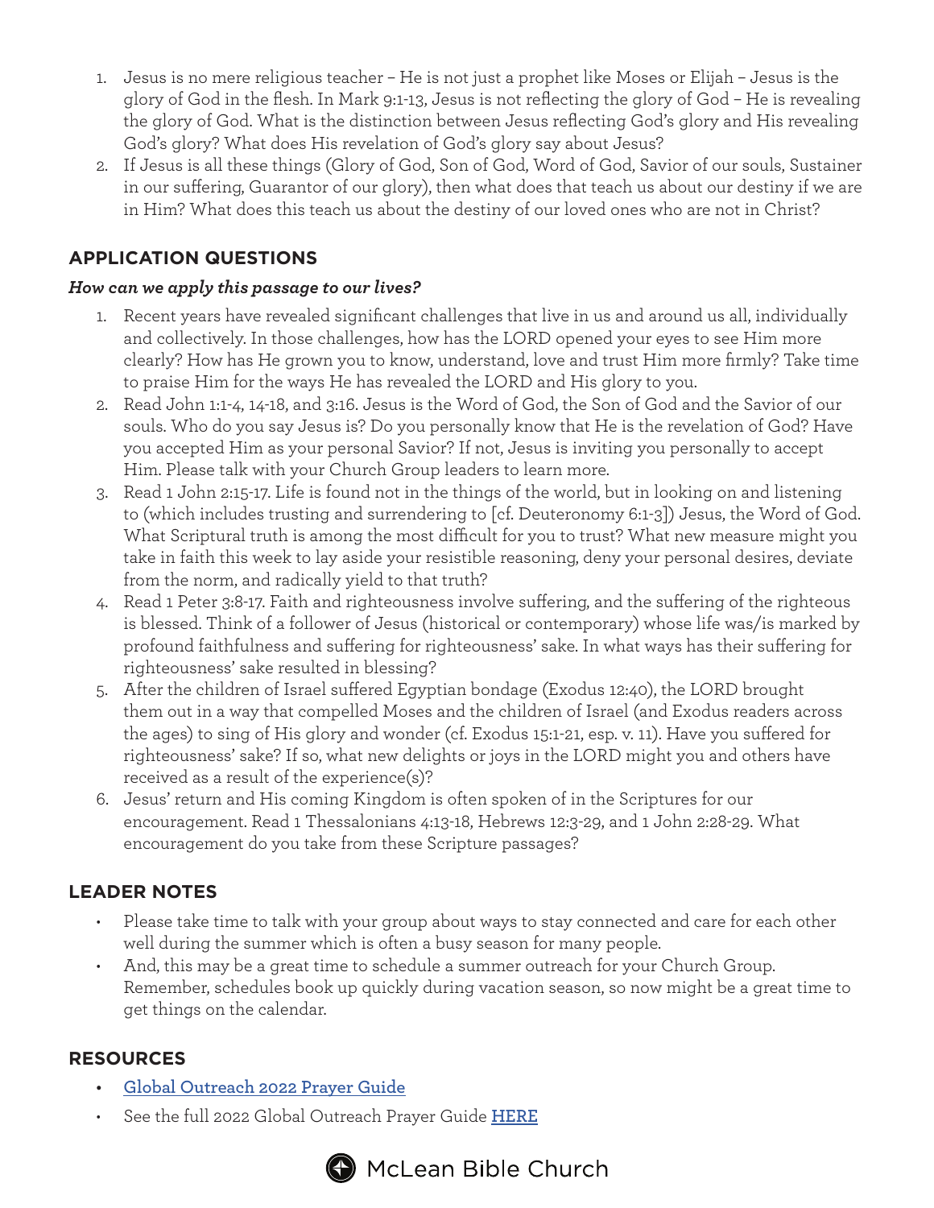1. Jesus is no mere religious teacher – He is not just a prophet like Moses or Elijah – Jesus is the glory of God in the flesh. In Mark 9:1-13, Jesus is not reflecting the glory of God – He is revealing the glory of God. What is the distinction between Jesus reflecting God's glory and His revealing God's glory? What does His revelation of God's glory say about Jesus?
2. If Jesus is all these things (Glory of God, Son of God, Word of God, Savior of our souls, Sustainer in our suffering, Guarantor of our glory), then what does that teach us about our destiny if we are in Him? What does this teach us about the destiny of our loved ones who are not in Christ?

## APPLICATION QUESTIONS

***How can we apply this passage to our lives?***

1. Recent years have revealed significant challenges that live in us and around us all, individually and collectively. In those challenges, how has the LORD opened your eyes to see Him more clearly? How has He grown you to know, understand, love and trust Him more firmly? Take time to praise Him for the ways He has revealed the LORD and His glory to you.
2. Read John 1:1-4, 14-18, and 3:16. Jesus is the Word of God, the Son of God and the Savior of our souls. Who do you say Jesus is? Do you personally know that He is the revelation of God? Have you accepted Him as your personal Savior? If not, Jesus is inviting you personally to accept Him. Please talk with your Church Group leaders to learn more.
3. Read 1 John 2:15-17. Life is found not in the things of the world, but in looking on and listening to (which includes trusting and surrendering to [cf. Deuteronomy 6:1-3]) Jesus, the Word of God. What Scriptural truth is among the most difficult for you to trust? What new measure might you take in faith this week to lay aside your resistible reasoning, deny your personal desires, deviate from the norm, and radically yield to that truth?
4. Read 1 Peter 3:8-17. Faith and righteousness involve suffering, and the suffering of the righteous is blessed. Think of a follower of Jesus (historical or contemporary) whose life was/is marked by profound faithfulness and suffering for righteousness' sake. In what ways has their suffering for righteousness' sake resulted in blessing?
5. After the children of Israel suffered Egyptian bondage (Exodus 12:40), the LORD brought them out in a way that compelled Moses and the children of Israel (and Exodus readers across the ages) to sing of His glory and wonder (cf. Exodus 15:1-21, esp. v. 11). Have you suffered for righteousness' sake? If so, what new delights or joys in the LORD might you and others have received as a result of the experience(s)?
6. Jesus' return and His coming Kingdom is often spoken of in the Scriptures for our encouragement. Read 1 Thessalonians 4:13-18, Hebrews 12:3-29, and 1 John 2:28-29. What encouragement do you take from these Scripture passages?

## LEADER NOTES

- Please take time to talk with your group about ways to stay connected and care for each other well during the summer which is often a busy season for many people.
- And, this may be a great time to schedule a summer outreach for your Church Group. Remember, schedules book up quickly during vacation season, so now might be a great time to get things on the calendar.

## RESOURCES

- Global Outreach 2022 Prayer Guide
- See the full 2022 Global Outreach Prayer Guide HERE